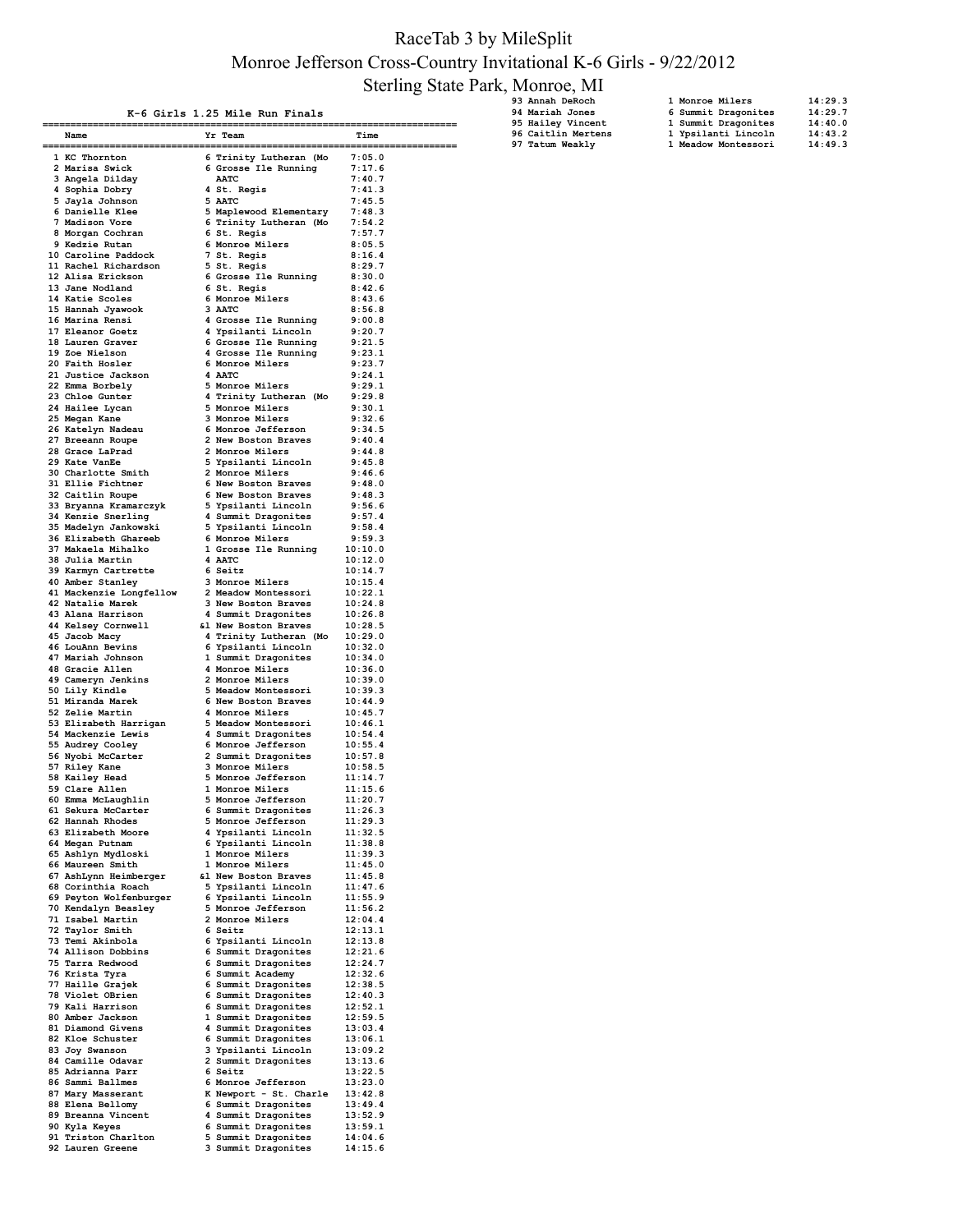# RaceTab 3 by MileSplit

## Monroe Jefferson Cross-Country Invitational K-6 Girls - 9/22/2012

## Sterling State Park, Monroe, MI

### K-6 Girls 1.25 Mile Run Finals

| | Name | Yr | Team | Time |
|---|---|---|---|---|
| 1 | KC Thornton | 6 | Trinity Lutheran (Mo | 7:05.0 |
| 2 | Marisa Swick | 6 | Grosse Ile Running | 7:17.6 |
| 3 | Angela Dilday | | AATC | 7:40.7 |
| 4 | Sophia Dobry | 4 | St. Regis | 7:41.3 |
| 5 | Jayla Johnson | 5 | AATC | 7:45.5 |
| 6 | Danielle Klee | 5 | Maplewood Elementary | 7:48.3 |
| 7 | Madison Vore | 6 | Trinity Lutheran (Mo | 7:54.2 |
| 8 | Morgan Cochran | 6 | St. Regis | 7:57.7 |
| 9 | Kedzie Rutan | 6 | Monroe Milers | 8:05.5 |
| 10 | Caroline Paddock | 7 | St. Regis | 8:16.4 |
| 11 | Rachel Richardson | 5 | St. Regis | 8:29.7 |
| 12 | Alisa Erickson | 6 | Grosse Ile Running | 8:30.0 |
| 13 | Jane Nodland | 6 | St. Regis | 8:42.6 |
| 14 | Katie Scoles | 6 | Monroe Milers | 8:43.6 |
| 15 | Hannah Jyawook | 3 | AATC | 8:56.8 |
| 16 | Marina Rensi | 4 | Grosse Ile Running | 9:00.8 |
| 17 | Eleanor Goetz | 4 | Ypsilanti Lincoln | 9:20.7 |
| 18 | Lauren Graver | 6 | Grosse Ile Running | 9:21.5 |
| 19 | Zoe Nielson | 4 | Grosse Ile Running | 9:23.1 |
| 20 | Faith Hosler | 6 | Monroe Milers | 9:23.7 |
| 21 | Justice Jackson | 4 | AATC | 9:24.1 |
| 22 | Emma Borbely | 5 | Monroe Milers | 9:29.1 |
| 23 | Chloe Gunter | 4 | Trinity Lutheran (Mo | 9:29.8 |
| 24 | Hailee Lycan | 5 | Monroe Milers | 9:30.1 |
| 25 | Megan Kane | 3 | Monroe Milers | 9:32.6 |
| 26 | Katelyn Nadeau | 6 | Monroe Jefferson | 9:34.5 |
| 27 | Breeann Roupe | 2 | New Boston Braves | 9:40.4 |
| 28 | Grace LaPrad | 2 | Monroe Milers | 9:44.8 |
| 29 | Kate VanEe | 5 | Ypsilanti Lincoln | 9:45.8 |
| 30 | Charlotte Smith | 2 | Monroe Milers | 9:46.6 |
| 31 | Ellie Fichtner | 6 | New Boston Braves | 9:48.0 |
| 32 | Caitlin Roupe | 6 | New Boston Braves | 9:48.3 |
| 33 | Bryanna Kramarczyk | 5 | Ypsilanti Lincoln | 9:56.6 |
| 34 | Kenzie Snerling | 4 | Summit Dragonites | 9:57.4 |
| 35 | Madelyn Jankowski | 5 | Ypsilanti Lincoln | 9:58.4 |
| 36 | Elizabeth Ghareeb | 6 | Monroe Milers | 9:59.3 |
| 37 | Makaela Mihalko | 1 | Grosse Ile Running | 10:10.0 |
| 38 | Julia Martin | 4 | AATC | 10:12.0 |
| 39 | Karmyn Cartrette | 6 | Seitz | 10:14.7 |
| 40 | Amber Stanley | 3 | Monroe Milers | 10:15.4 |
| 41 | Mackenzie Longfellow | 2 | Meadow Montessori | 10:22.1 |
| 42 | Natalie Marek | 3 | New Boston Braves | 10:24.8 |
| 43 | Alana Harrison | 4 | Summit Dragonites | 10:26.8 |
| 44 | Kelsey Cornwell | &1 | New Boston Braves | 10:28.5 |
| 45 | Jacob Macy | 4 | Trinity Lutheran (Mo | 10:29.0 |
| 46 | LouAnn Bevins | 6 | Ypsilanti Lincoln | 10:32.0 |
| 47 | Mariah Johnson | 1 | Summit Dragonites | 10:34.0 |
| 48 | Gracie Allen | 4 | Monroe Milers | 10:36.0 |
| 49 | Cameryn Jenkins | 2 | Monroe Milers | 10:39.0 |
| 50 | Lily Kindle | 5 | Meadow Montessori | 10:39.3 |
| 51 | Miranda Marek | 6 | New Boston Braves | 10:44.9 |
| 52 | Zelie Martin | 4 | Monroe Milers | 10:45.7 |
| 53 | Elizabeth Harrigan | 5 | Meadow Montessori | 10:46.1 |
| 54 | Mackenzie Lewis | 4 | Summit Dragonites | 10:54.4 |
| 55 | Audrey Cooley | 6 | Monroe Jefferson | 10:55.4 |
| 56 | Nyobi McCarter | 2 | Summit Dragonites | 10:57.8 |
| 57 | Riley Kane | 3 | Monroe Milers | 10:58.5 |
| 58 | Kailey Head | 5 | Monroe Jefferson | 11:14.7 |
| 59 | Clare Allen | 1 | Monroe Milers | 11:15.6 |
| 60 | Emma McLaughlin | 5 | Monroe Jefferson | 11:20.7 |
| 61 | Sekura McCarter | 6 | Summit Dragonites | 11:26.3 |
| 62 | Hannah Rhodes | 5 | Monroe Jefferson | 11:29.3 |
| 63 | Elizabeth Moore | 4 | Ypsilanti Lincoln | 11:32.5 |
| 64 | Megan Putnam | 6 | Ypsilanti Lincoln | 11:38.8 |
| 65 | Ashlyn Mydloski | 1 | Monroe Milers | 11:39.3 |
| 66 | Maureen Smith | 1 | Monroe Milers | 11:45.0 |
| 67 | AshLynn Heimberger | &1 | New Boston Braves | 11:45.8 |
| 68 | Corinthia Roach | 5 | Ypsilanti Lincoln | 11:47.6 |
| 69 | Peyton Wolfenburger | 6 | Ypsilanti Lincoln | 11:55.9 |
| 70 | Kendalyn Beasley | 5 | Monroe Jefferson | 11:56.2 |
| 71 | Isabel Martin | 2 | Monroe Milers | 12:04.4 |
| 72 | Taylor Smith | 6 | Seitz | 12:13.1 |
| 73 | Temi Akinbola | 6 | Ypsilanti Lincoln | 12:13.8 |
| 74 | Allison Dobbins | 6 | Summit Dragonites | 12:21.6 |
| 75 | Tarra Redwood | 6 | Summit Dragonites | 12:24.7 |
| 76 | Krista Tyra | 6 | Summit Academy | 12:32.6 |
| 77 | Haille Grajek | 6 | Summit Dragonites | 12:38.5 |
| 78 | Violet OBrien | 6 | Summit Dragonites | 12:40.3 |
| 79 | Kali Harrison | 6 | Summit Dragonites | 12:52.1 |
| 80 | Amber Jackson | 1 | Summit Dragonites | 12:59.5 |
| 81 | Diamond Givens | 4 | Summit Dragonites | 13:03.4 |
| 82 | Kloe Schuster | 6 | Summit Dragonites | 13:06.1 |
| 83 | Joy Swanson | 3 | Ypsilanti Lincoln | 13:09.2 |
| 84 | Camille Odavar | 2 | Summit Dragonites | 13:13.6 |
| 85 | Adrianna Parr | 6 | Seitz | 13:22.5 |
| 86 | Sammi Ballmes | 6 | Monroe Jefferson | 13:23.0 |
| 87 | Mary Masserant | K | Newport - St. Charle | 13:42.8 |
| 88 | Elena Bellomy | 6 | Summit Dragonites | 13:49.4 |
| 89 | Breanna Vincent | 4 | Summit Dragonites | 13:52.9 |
| 90 | Kyla Keyes | 6 | Summit Dragonites | 13:59.1 |
| 91 | Triston Charlton | 5 | Summit Dragonites | 14:04.6 |
| 92 | Lauren Greene | 3 | Summit Dragonites | 14:15.6 |
| 93 | Annah DeRoch | 1 | Monroe Milers | 14:29.3 |
| 94 | Mariah Jones | 6 | Summit Dragonites | 14:29.7 |
| 95 | Hailey Vincent | 1 | Summit Dragonites | 14:40.0 |
| 96 | Caitlin Mertens | 1 | Ypsilanti Lincoln | 14:43.2 |
| 97 | Tatum Weakly | 1 | Meadow Montessori | 14:49.3 |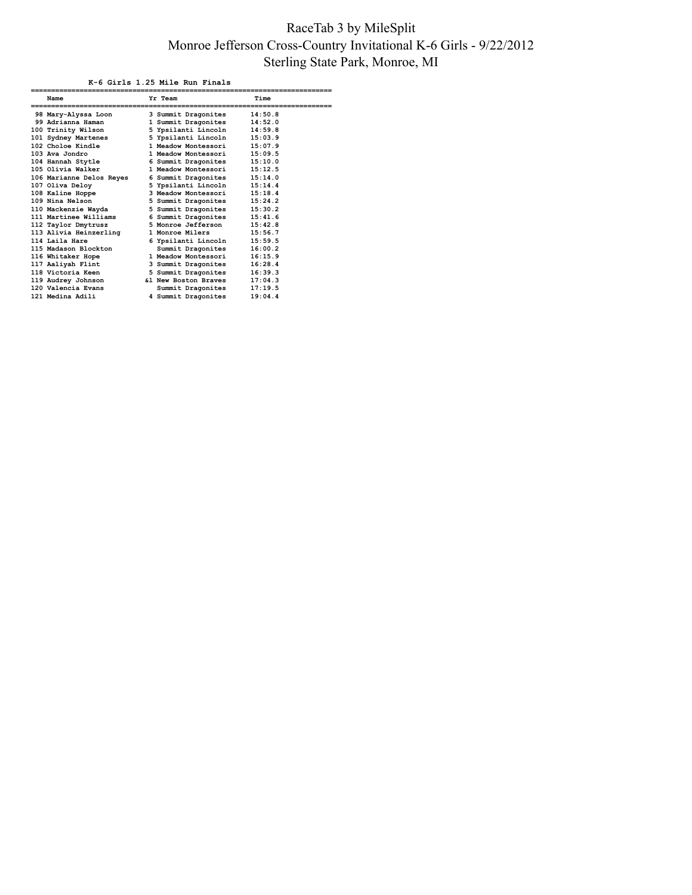# RaceTab 3 by MileSplit
# Monroe Jefferson Cross-Country Invitational K-6 Girls - 9/22/2012
# Sterling State Park, Monroe, MI

**K-6 Girls 1.25 Mile Run Finals**

| | Name | Yr | Team | Time |
|---|---|---|---|---|
| 98 | Mary-Alyssa Loon | 3 | Summit Dragonites | 14:50.8 |
| 99 | Adrianna Haman | 1 | Summit Dragonites | 14:52.0 |
| 100 | Trinity Wilson | 5 | Ypsilanti Lincoln | 14:59.8 |
| 101 | Sydney Martenes | 5 | Ypsilanti Lincoln | 15:03.9 |
| 102 | Choloe Kindle | 1 | Meadow Montessori | 15:07.9 |
| 103 | Ava Jondro | 1 | Meadow Montessori | 15:09.5 |
| 104 | Hannah Stytle | 6 | Summit Dragonites | 15:10.0 |
| 105 | Olivia Walker | 1 | Meadow Montessori | 15:12.5 |
| 106 | Marianne Delos Reyes | 6 | Summit Dragonites | 15:14.0 |
| 107 | Oliva Deloy | 5 | Ypsilanti Lincoln | 15:14.4 |
| 108 | Kaline Hoppe | 3 | Meadow Montessori | 15:18.4 |
| 109 | Nina Nelson | 5 | Summit Dragonites | 15:24.2 |
| 110 | Mackenzie Wayda | 5 | Summit Dragonites | 15:30.2 |
| 111 | Martinee Williams | 6 | Summit Dragonites | 15:41.6 |
| 112 | Taylor Dmytrusz | 5 | Monroe Jefferson | 15:42.8 |
| 113 | Alivia Heinzerling | 1 | Monroe Milers | 15:56.7 |
| 114 | Laila Hare | 6 | Ypsilanti Lincoln | 15:59.5 |
| 115 | Madason Blockton | | Summit Dragonites | 16:00.2 |
| 116 | Whitaker Hope | 1 | Meadow Montessori | 16:15.9 |
| 117 | Aaliyah Flint | 3 | Summit Dragonites | 16:28.4 |
| 118 | Victoria Keen | 5 | Summit Dragonites | 16:39.3 |
| 119 | Audrey Johnson | &1 | New Boston Braves | 17:04.3 |
| 120 | Valencia Evans | | Summit Dragonites | 17:19.5 |
| 121 | Medina Adili | 4 | Summit Dragonites | 19:04.4 |